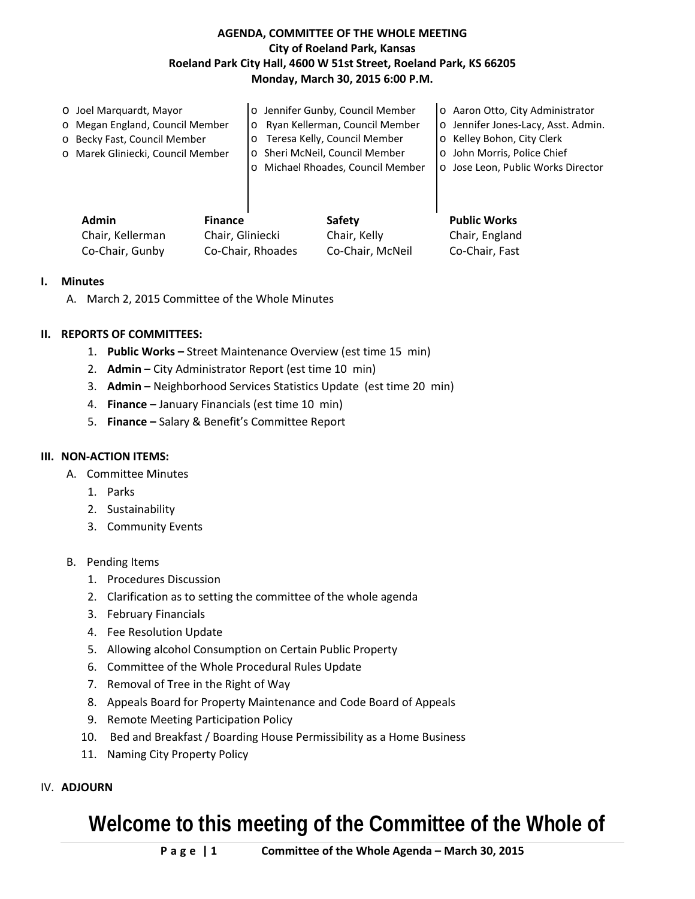**AGENDA, COMMITTEE OF THE WHOLE MEETING**
**City of Roeland Park, Kansas**
**Roeland Park City Hall, 4600 W 51st Street, Roeland Park, KS 66205**
**Monday, March 30, 2015 6:00 P.M.**

- Joel Marquardt, Mayor
- Megan England, Council Member
- Becky Fast, Council Member
- Marek Gliniecki, Council Member
- Jennifer Gunby, Council Member
- Ryan Kellerman, Council Member
- Teresa Kelly, Council Member
- Sheri McNeil, Council Member
- Michael Rhoades, Council Member
- Aaron Otto, City Administrator
- Jennifer Jones-Lacy, Asst. Admin.
- Kelley Bohon, City Clerk
- John Morris, Police Chief
- Jose Leon, Public Works Director

| Admin | Finance | Safety | Public Works |
|---|---|---|---|
| Chair, Kellerman | Chair, Gliniecki | Chair, Kelly | Chair, England |
| Co-Chair, Gunby | Co-Chair, Rhoades | Co-Chair, McNeil | Co-Chair, Fast |

**I. Minutes**

A. March 2, 2015 Committee of the Whole Minutes

**II. REPORTS OF COMMITTEES:**

1. **Public Works –** Street Maintenance Overview (est time 15 min)
2. **Admin** – City Administrator Report (est time 10 min)
3. **Admin –** Neighborhood Services Statistics Update (est time 20 min)
4. **Finance –** January Financials (est time 10 min)
5. **Finance –** Salary & Benefit's Committee Report

**III. NON-ACTION ITEMS:**

A. Committee Minutes
1. Parks
2. Sustainability
3. Community Events

B. Pending Items
1. Procedures Discussion
2. Clarification as to setting the committee of the whole agenda
3. February Financials
4. Fee Resolution Update
5. Allowing alcohol Consumption on Certain Public Property
6. Committee of the Whole Procedural Rules Update
7. Removal of Tree in the Right of Way
8. Appeals Board for Property Maintenance and Code Board of Appeals
9. Remote Meeting Participation Policy
10. Bed and Breakfast / Boarding House Permissibility as a Home Business
11. Naming City Property Policy

IV. **ADJOURN**

# Welcome to this meeting of the Committee of the Whole of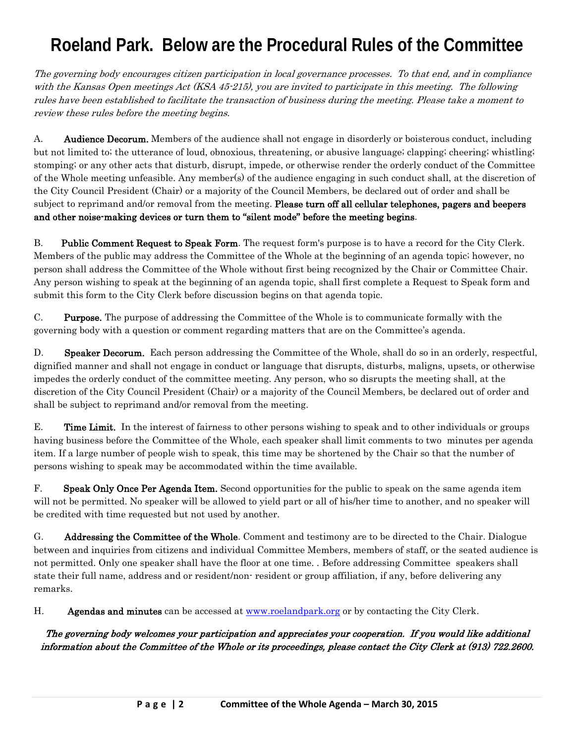# Roeland Park. Below are the Procedural Rules of the Committee

*The governing body encourages citizen participation in local governance processes. To that end, and in compliance with the Kansas Open meetings Act (KSA 45-215), you are invited to participate in this meeting. The following rules have been established to facilitate the transaction of business during the meeting. Please take a moment to review these rules before the meeting begins.*

A. **Audience Decorum.** Members of the audience shall not engage in disorderly or boisterous conduct, including but not limited to; the utterance of loud, obnoxious, threatening, or abusive language; clapping; cheering; whistling; stomping; or any other acts that disturb, disrupt, impede, or otherwise render the orderly conduct of the Committee of the Whole meeting unfeasible. Any member(s) of the audience engaging in such conduct shall, at the discretion of the City Council President (Chair) or a majority of the Council Members, be declared out of order and shall be subject to reprimand and/or removal from the meeting. **Please turn off all cellular telephones, pagers and beepers and other noise-making devices or turn them to "silent mode" before the meeting begins**.

B. **Public Comment Request to Speak Form**. The request form's purpose is to have a record for the City Clerk. Members of the public may address the Committee of the Whole at the beginning of an agenda topic; however, no person shall address the Committee of the Whole without first being recognized by the Chair or Committee Chair. Any person wishing to speak at the beginning of an agenda topic, shall first complete a Request to Speak form and submit this form to the City Clerk before discussion begins on that agenda topic.

C. **Purpose.** The purpose of addressing the Committee of the Whole is to communicate formally with the governing body with a question or comment regarding matters that are on the Committee's agenda.

D. **Speaker Decorum.** Each person addressing the Committee of the Whole, shall do so in an orderly, respectful, dignified manner and shall not engage in conduct or language that disrupts, disturbs, maligns, upsets, or otherwise impedes the orderly conduct of the committee meeting. Any person, who so disrupts the meeting shall, at the discretion of the City Council President (Chair) or a majority of the Council Members, be declared out of order and shall be subject to reprimand and/or removal from the meeting.

E. **Time Limit.** In the interest of fairness to other persons wishing to speak and to other individuals or groups having business before the Committee of the Whole, each speaker shall limit comments to two minutes per agenda item. If a large number of people wish to speak, this time may be shortened by the Chair so that the number of persons wishing to speak may be accommodated within the time available.

F. **Speak Only Once Per Agenda Item.** Second opportunities for the public to speak on the same agenda item will not be permitted. No speaker will be allowed to yield part or all of his/her time to another, and no speaker will be credited with time requested but not used by another.

G. **Addressing the Committee of the Whole**. Comment and testimony are to be directed to the Chair. Dialogue between and inquiries from citizens and individual Committee Members, members of staff, or the seated audience is not permitted. Only one speaker shall have the floor at one time. . Before addressing Committee speakers shall state their full name, address and or resident/non- resident or group affiliation, if any, before delivering any remarks.

H. **Agendas and minutes** can be accessed at www.roelandpark.org or by contacting the City Clerk.

***The governing body welcomes your participation and appreciates your cooperation. If you would like additional information about the Committee of the Whole or its proceedings, please contact the City Clerk at (913) 722.2600.***